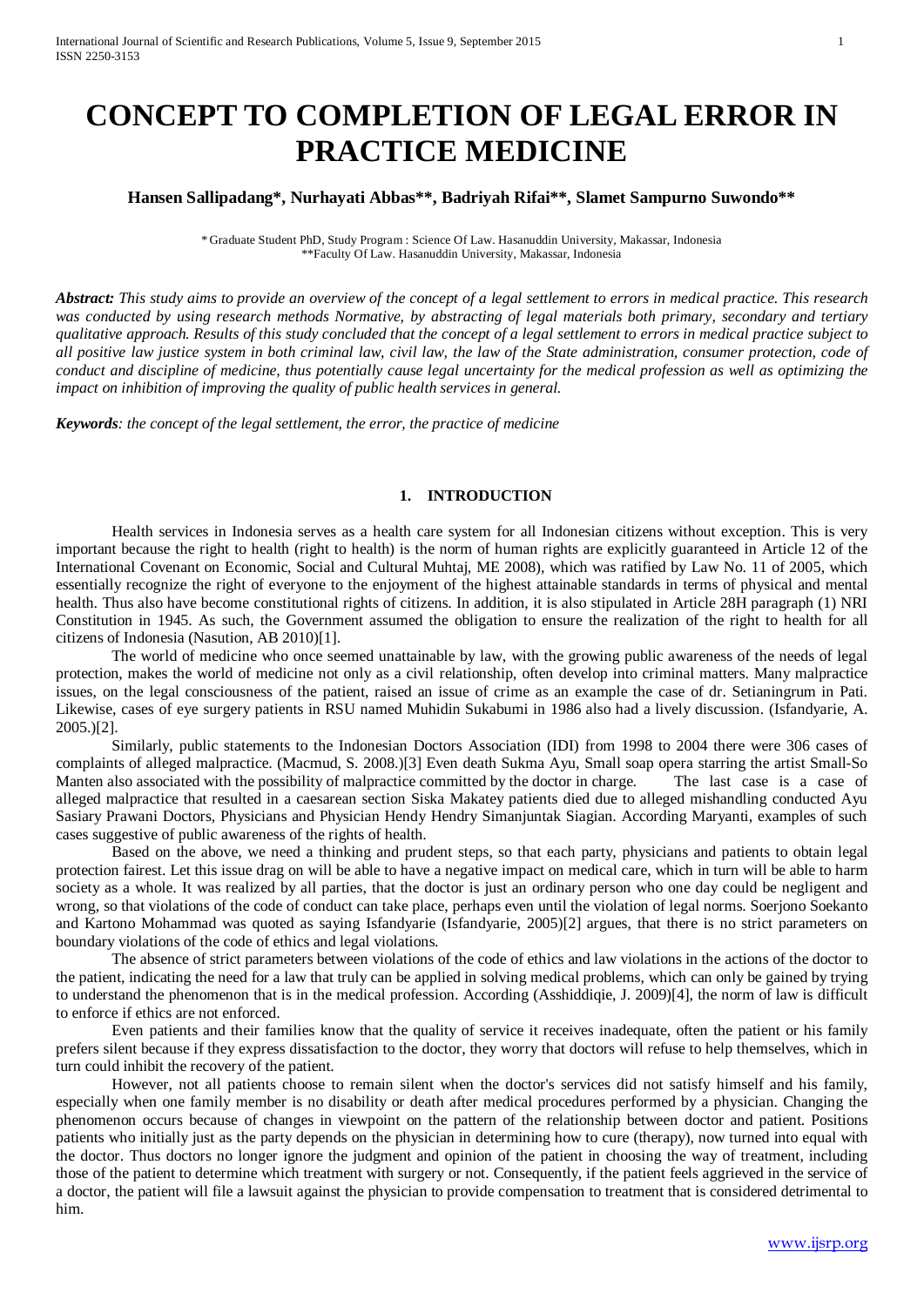# CONCEPT TO COMPLETION OF LEGAL ERROR IN PRACTICE MEDICINE

**Hansen Sallipadang\*, Nurhayati Abbas\*\*, Badriyah Rifai\*\*, Slamet Sampurno Suwondo\*\***

\* Graduate Student PhD, Study Program : Science Of Law. Hasanuddin University, Makassar, Indonesia
\*\*Faculty Of Law. Hasanuddin University, Makassar, Indonesia

***Abstract:*** *This study aims to provide an overview of the concept of a legal settlement to errors in medical practice. This research was conducted by using research methods Normative, by abstracting of legal materials both primary, secondary and tertiary qualitative approach. Results of this study concluded that the concept of a legal settlement to errors in medical practice subject to all positive law justice system in both criminal law, civil law, the law of the State administration, consumer protection, code of conduct and discipline of medicine, thus potentially cause legal uncertainty for the medical profession as well as optimizing the impact on inhibition of improving the quality of public health services in general.*

***Keywords****: the concept of the legal settlement, the error, the practice of medicine*

## 1. INTRODUCTION

Health services in Indonesia serves as a health care system for all Indonesian citizens without exception. This is very important because the right to health (right to health) is the norm of human rights are explicitly guaranteed in Article 12 of the International Covenant on Economic, Social and Cultural Muhtaj, ME 2008), which was ratified by Law No. 11 of 2005, which essentially recognize the right of everyone to the enjoyment of the highest attainable standards in terms of physical and mental health. Thus also have become constitutional rights of citizens. In addition, it is also stipulated in Article 28H paragraph (1) NRI Constitution in 1945. As such, the Government assumed the obligation to ensure the realization of the right to health for all citizens of Indonesia (Nasution, AB 2010)[1].

The world of medicine who once seemed unattainable by law, with the growing public awareness of the needs of legal protection, makes the world of medicine not only as a civil relationship, often develop into criminal matters. Many malpractice issues, on the legal consciousness of the patient, raised an issue of crime as an example the case of dr. Setianingrum in Pati. Likewise, cases of eye surgery patients in RSU named Muhidin Sukabumi in 1986 also had a lively discussion. (Isfandyarie, A. 2005.)[2].

Similarly, public statements to the Indonesian Doctors Association (IDI) from 1998 to 2004 there were 306 cases of complaints of alleged malpractice. (Macmud, S. 2008.)[3] Even death Sukma Ayu, Small soap opera starring the artist Small-So Manten also associated with the possibility of malpractice committed by the doctor in charge. The last case is a case of alleged malpractice that resulted in a caesarean section Siska Makatey patients died due to alleged mishandling conducted Ayu Sasiary Prawani Doctors, Physicians and Physician Hendy Hendry Simanjuntak Siagian. According Maryanti, examples of such cases suggestive of public awareness of the rights of health.

Based on the above, we need a thinking and prudent steps, so that each party, physicians and patients to obtain legal protection fairest. Let this issue drag on will be able to have a negative impact on medical care, which in turn will be able to harm society as a whole. It was realized by all parties, that the doctor is just an ordinary person who one day could be negligent and wrong, so that violations of the code of conduct can take place, perhaps even until the violation of legal norms. Soerjono Soekanto and Kartono Mohammad was quoted as saying Isfandyarie (Isfandyarie, 2005)[2] argues, that there is no strict parameters on boundary violations of the code of ethics and legal violations.

The absence of strict parameters between violations of the code of ethics and law violations in the actions of the doctor to the patient, indicating the need for a law that truly can be applied in solving medical problems, which can only be gained by trying to understand the phenomenon that is in the medical profession. According (Asshiddiqie, J. 2009)[4], the norm of law is difficult to enforce if ethics are not enforced.

Even patients and their families know that the quality of service it receives inadequate, often the patient or his family prefers silent because if they express dissatisfaction to the doctor, they worry that doctors will refuse to help themselves, which in turn could inhibit the recovery of the patient.

However, not all patients choose to remain silent when the doctor's services did not satisfy himself and his family, especially when one family member is no disability or death after medical procedures performed by a physician. Changing the phenomenon occurs because of changes in viewpoint on the pattern of the relationship between doctor and patient. Positions patients who initially just as the party depends on the physician in determining how to cure (therapy), now turned into equal with the doctor. Thus doctors no longer ignore the judgment and opinion of the patient in choosing the way of treatment, including those of the patient to determine which treatment with surgery or not. Consequently, if the patient feels aggrieved in the service of a doctor, the patient will file a lawsuit against the physician to provide compensation to treatment that is considered detrimental to him.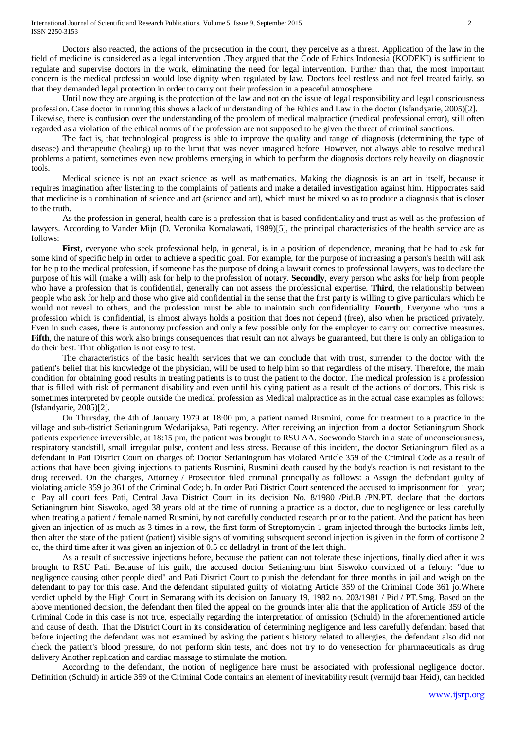Doctors also reacted, the actions of the prosecution in the court, they perceive as a threat. Application of the law in the field of medicine is considered as a legal intervention .They argued that the Code of Ethics Indonesia (KODEKI) is sufficient to regulate and supervise doctors in the work, eliminating the need for legal intervention. Further than that, the most important concern is the medical profession would lose dignity when regulated by law. Doctors feel restless and not feel treated fairly. so that they demanded legal protection in order to carry out their profession in a peaceful atmosphere.

Until now they are arguing is the protection of the law and not on the issue of legal responsibility and legal consciousness profession. Case doctor in running this shows a lack of understanding of the Ethics and Law in the doctor (Isfandyarie, 2005)[2]. Likewise, there is confusion over the understanding of the problem of medical malpractice (medical professional error), still often regarded as a violation of the ethical norms of the profession are not supposed to be given the threat of criminal sanctions.

The fact is, that technological progress is able to improve the quality and range of diagnosis (determining the type of disease) and therapeutic (healing) up to the limit that was never imagined before. However, not always able to resolve medical problems a patient, sometimes even new problems emerging in which to perform the diagnosis doctors rely heavily on diagnostic tools.

Medical science is not an exact science as well as mathematics. Making the diagnosis is an art in itself, because it requires imagination after listening to the complaints of patients and make a detailed investigation against him. Hippocrates said that medicine is a combination of science and art (science and art), which must be mixed so as to produce a diagnosis that is closer to the truth.

As the profession in general, health care is a profession that is based confidentiality and trust as well as the profession of lawyers. According to Vander Mijn (D. Veronika Komalawati, 1989)[5], the principal characteristics of the health service are as follows:

**First**, everyone who seek professional help, in general, is in a position of dependence, meaning that he had to ask for some kind of specific help in order to achieve a specific goal. For example, for the purpose of increasing a person's health will ask for help to the medical profession, if someone has the purpose of doing a lawsuit comes to professional lawyers, was to declare the purpose of his will (make a will) ask for help to the profession of notary. **Secondly**, every person who asks for help from people who have a profession that is confidential, generally can not assess the professional expertise. **Third**, the relationship between people who ask for help and those who give aid confidential in the sense that the first party is willing to give particulars which he would not reveal to others, and the profession must be able to maintain such confidentiality. **Fourth**, Everyone who runs a profession which is confidential, is almost always holds a position that does not depend (free), also when he practiced privately. Even in such cases, there is autonomy profession and only a few possible only for the employer to carry out corrective measures. **Fifth**, the nature of this work also brings consequences that result can not always be guaranteed, but there is only an obligation to do their best. That obligation is not easy to test.

The characteristics of the basic health services that we can conclude that with trust, surrender to the doctor with the patient's belief that his knowledge of the physician, will be used to help him so that regardless of the misery. Therefore, the main condition for obtaining good results in treating patients is to trust the patient to the doctor. The medical profession is a profession that is filled with risk of permanent disability and even until his dying patient as a result of the actions of doctors. This risk is sometimes interpreted by people outside the medical profession as Medical malpractice as in the actual case examples as follows: (Isfandyarie, 2005)[2].

On Thursday, the 4th of January 1979 at 18:00 pm, a patient named Rusmini, come for treatment to a practice in the village and sub-district Setianingrum Wedarijaksa, Pati regency. After receiving an injection from a doctor Setianingrum Shock patients experience irreversible, at 18:15 pm, the patient was brought to RSU AA. Soewondo Starch in a state of unconsciousness, respiratory standstill, small irregular pulse, content and less stress. Because of this incident, the doctor Setianingrum filed as a defendant in Pati District Court on charges of: Doctor Setianingrum has violated Article 359 of the Criminal Code as a result of actions that have been giving injections to patients Rusmini, Rusmini death caused by the body's reaction is not resistant to the drug received. On the charges, Attorney / Prosecutor filed criminal principally as follows: a. Assign the defendant guilty of violating article 359 jo 361 of the Criminal Code; b. In order Pati District Court sentenced the accused to imprisonment for 1 year; c. Pay all court fees Pati, Central Java District Court in its decision No. 8/1980 /Pid.B /PN.PT. declare that the doctors Setianingrum bint Siswoko, aged 38 years old at the time of running a practice as a doctor, due to negligence or less carefully when treating a patient / female named Rusmini, by not carefully conducted research prior to the patient. And the patient has been given an injection of as much as 3 times in a row, the first form of Streptomycin 1 gram injected through the buttocks limbs left, then after the state of the patient (patient) visible signs of vomiting subsequent second injection is given in the form of cortisone 2 cc, the third time after it was given an injection of 0.5 cc delladryl in front of the left thigh.

As a result of successive injections before, because the patient can not tolerate these injections, finally died after it was brought to RSU Pati. Because of his guilt, the accused doctor Setianingrum bint Siswoko convicted of a felony: "due to negligence causing other people died" and Pati District Court to punish the defendant for three months in jail and weigh on the defendant to pay for this case. And the defendant stipulated guilty of violating Article 359 of the Criminal Code 361 jo.Where verdict upheld by the High Court in Semarang with its decision on January 19, 1982 no. 203/1981 / Pid / PT.Smg. Based on the above mentioned decision, the defendant then filed the appeal on the grounds inter alia that the application of Article 359 of the Criminal Code in this case is not true, especially regarding the interpretation of omission (Schuld) in the aforementioned article and cause of death. That the District Court in its consideration of determining negligence and less carefully defendant based that before injecting the defendant was not examined by asking the patient's history related to allergies, the defendant also did not check the patient's blood pressure, do not perform skin tests, and does not try to do venesection for pharmaceuticals as drug delivery Another replication and cardiac massage to stimulate the motion.

According to the defendant, the notion of negligence here must be associated with professional negligence doctor. Definition (Schuld) in article 359 of the Criminal Code contains an element of inevitability result (vermijd baar Heid), can heckled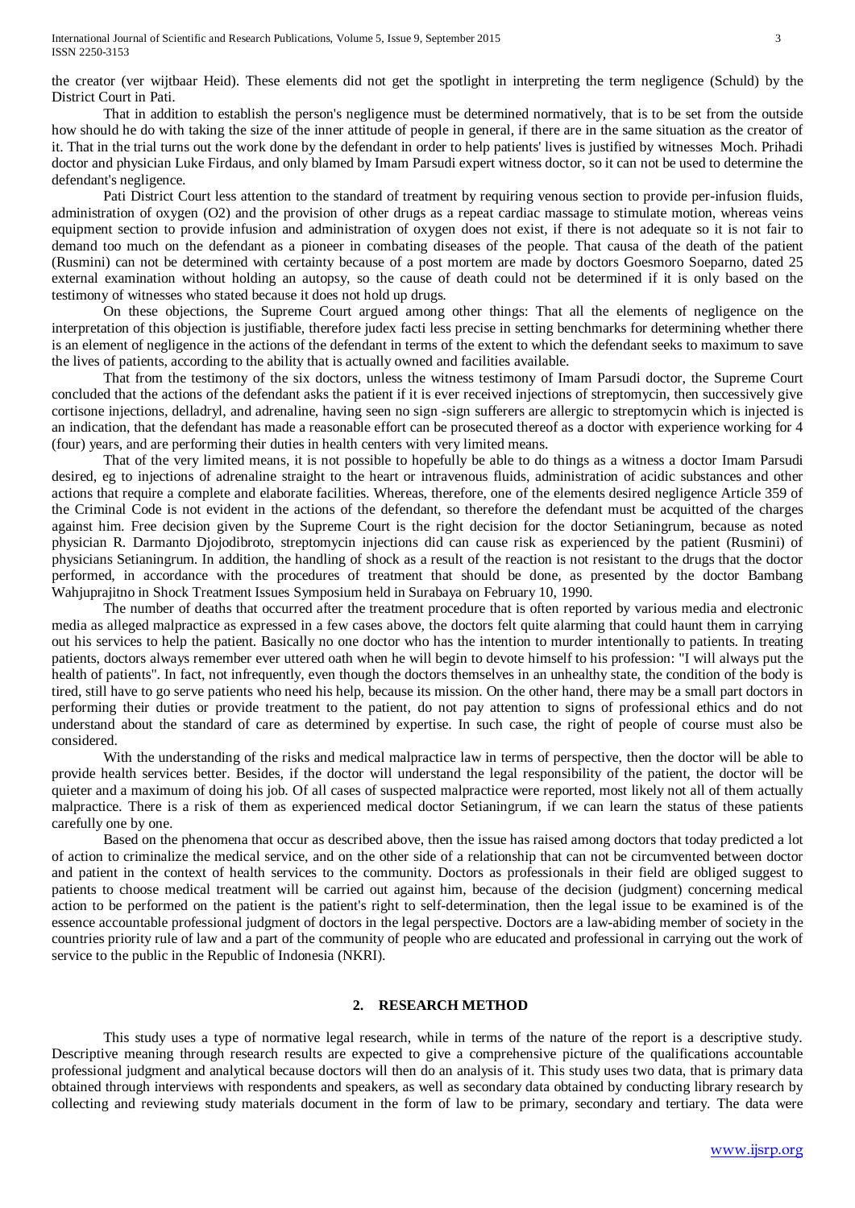the creator (ver wijtbaar Heid). These elements did not get the spotlight in interpreting the term negligence (Schuld) by the District Court in Pati.

That in addition to establish the person's negligence must be determined normatively, that is to be set from the outside how should he do with taking the size of the inner attitude of people in general, if there are in the same situation as the creator of it. That in the trial turns out the work done by the defendant in order to help patients' lives is justified by witnesses Moch. Prihadi doctor and physician Luke Firdaus, and only blamed by Imam Parsudi expert witness doctor, so it can not be used to determine the defendant's negligence.

Pati District Court less attention to the standard of treatment by requiring venous section to provide per-infusion fluids, administration of oxygen (O2) and the provision of other drugs as a repeat cardiac massage to stimulate motion, whereas veins equipment section to provide infusion and administration of oxygen does not exist, if there is not adequate so it is not fair to demand too much on the defendant as a pioneer in combating diseases of the people. That causa of the death of the patient (Rusmini) can not be determined with certainty because of a post mortem are made by doctors Goesmoro Soeparno, dated 25 external examination without holding an autopsy, so the cause of death could not be determined if it is only based on the testimony of witnesses who stated because it does not hold up drugs.

On these objections, the Supreme Court argued among other things: That all the elements of negligence on the interpretation of this objection is justifiable, therefore judex facti less precise in setting benchmarks for determining whether there is an element of negligence in the actions of the defendant in terms of the extent to which the defendant seeks to maximum to save the lives of patients, according to the ability that is actually owned and facilities available.

That from the testimony of the six doctors, unless the witness testimony of Imam Parsudi doctor, the Supreme Court concluded that the actions of the defendant asks the patient if it is ever received injections of streptomycin, then successively give cortisone injections, delladryl, and adrenaline, having seen no sign -sign sufferers are allergic to streptomycin which is injected is an indication, that the defendant has made a reasonable effort can be prosecuted thereof as a doctor with experience working for 4 (four) years, and are performing their duties in health centers with very limited means.

That of the very limited means, it is not possible to hopefully be able to do things as a witness a doctor Imam Parsudi desired, eg to injections of adrenaline straight to the heart or intravenous fluids, administration of acidic substances and other actions that require a complete and elaborate facilities. Whereas, therefore, one of the elements desired negligence Article 359 of the Criminal Code is not evident in the actions of the defendant, so therefore the defendant must be acquitted of the charges against him. Free decision given by the Supreme Court is the right decision for the doctor Setianingrum, because as noted physician R. Darmanto Djojodibroto, streptomycin injections did can cause risk as experienced by the patient (Rusmini) of physicians Setianingrum. In addition, the handling of shock as a result of the reaction is not resistant to the drugs that the doctor performed, in accordance with the procedures of treatment that should be done, as presented by the doctor Bambang Wahjuprajitno in Shock Treatment Issues Symposium held in Surabaya on February 10, 1990.

The number of deaths that occurred after the treatment procedure that is often reported by various media and electronic media as alleged malpractice as expressed in a few cases above, the doctors felt quite alarming that could haunt them in carrying out his services to help the patient. Basically no one doctor who has the intention to murder intentionally to patients. In treating patients, doctors always remember ever uttered oath when he will begin to devote himself to his profession: "I will always put the health of patients". In fact, not infrequently, even though the doctors themselves in an unhealthy state, the condition of the body is tired, still have to go serve patients who need his help, because its mission. On the other hand, there may be a small part doctors in performing their duties or provide treatment to the patient, do not pay attention to signs of professional ethics and do not understand about the standard of care as determined by expertise. In such case, the right of people of course must also be considered.

With the understanding of the risks and medical malpractice law in terms of perspective, then the doctor will be able to provide health services better. Besides, if the doctor will understand the legal responsibility of the patient, the doctor will be quieter and a maximum of doing his job. Of all cases of suspected malpractice were reported, most likely not all of them actually malpractice. There is a risk of them as experienced medical doctor Setianingrum, if we can learn the status of these patients carefully one by one.

Based on the phenomena that occur as described above, then the issue has raised among doctors that today predicted a lot of action to criminalize the medical service, and on the other side of a relationship that can not be circumvented between doctor and patient in the context of health services to the community. Doctors as professionals in their field are obliged suggest to patients to choose medical treatment will be carried out against him, because of the decision (judgment) concerning medical action to be performed on the patient is the patient's right to self-determination, then the legal issue to be examined is of the essence accountable professional judgment of doctors in the legal perspective. Doctors are a law-abiding member of society in the countries priority rule of law and a part of the community of people who are educated and professional in carrying out the work of service to the public in the Republic of Indonesia (NKRI).

## 2. RESEARCH METHOD

This study uses a type of normative legal research, while in terms of the nature of the report is a descriptive study. Descriptive meaning through research results are expected to give a comprehensive picture of the qualifications accountable professional judgment and analytical because doctors will then do an analysis of it. This study uses two data, that is primary data obtained through interviews with respondents and speakers, as well as secondary data obtained by conducting library research by collecting and reviewing study materials document in the form of law to be primary, secondary and tertiary. The data were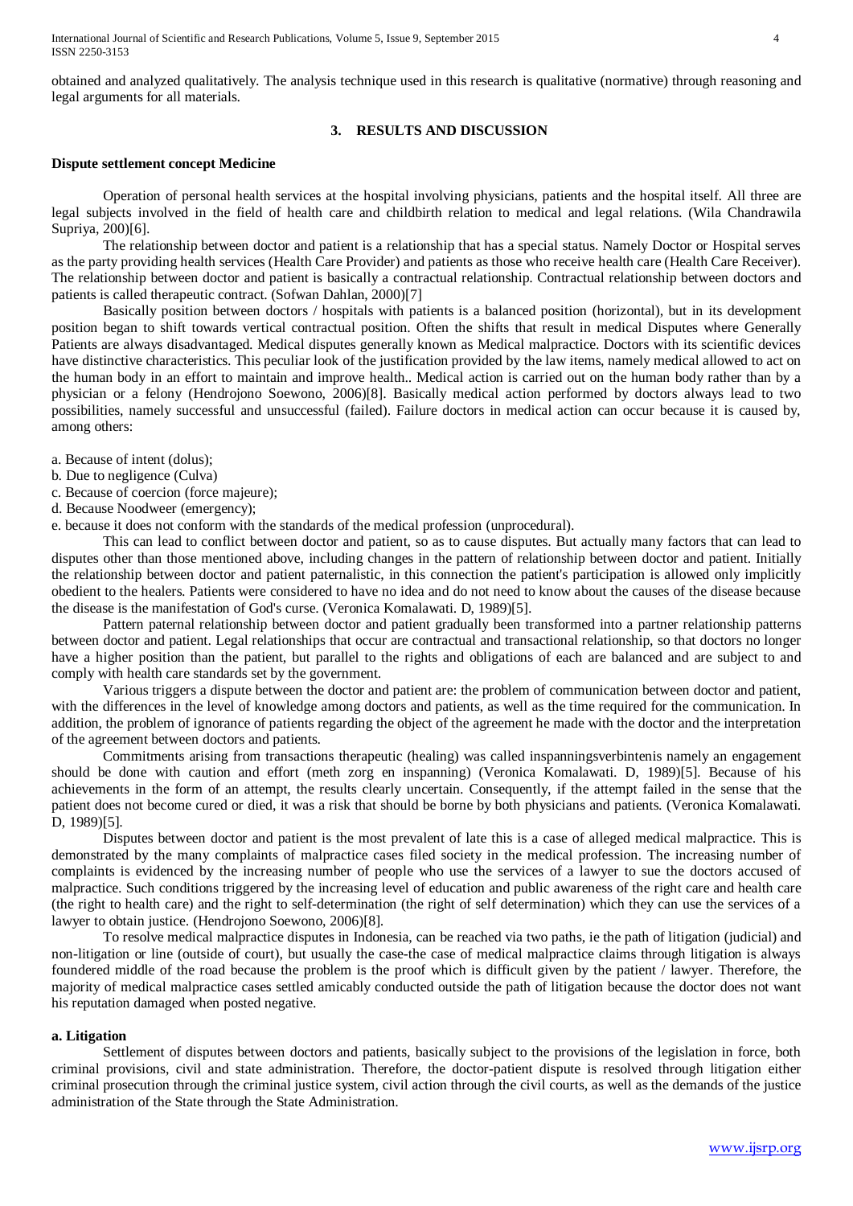obtained and analyzed qualitatively. The analysis technique used in this research is qualitative (normative) through reasoning and legal arguments for all materials.

## 3. RESULTS AND DISCUSSION

**Dispute settlement concept Medicine**

Operation of personal health services at the hospital involving physicians, patients and the hospital itself. All three are legal subjects involved in the field of health care and childbirth relation to medical and legal relations. (Wila Chandrawila Supriya, 200)[6].

The relationship between doctor and patient is a relationship that has a special status. Namely Doctor or Hospital serves as the party providing health services (Health Care Provider) and patients as those who receive health care (Health Care Receiver). The relationship between doctor and patient is basically a contractual relationship. Contractual relationship between doctors and patients is called therapeutic contract. (Sofwan Dahlan, 2000)[7]

Basically position between doctors / hospitals with patients is a balanced position (horizontal), but in its development position began to shift towards vertical contractual position. Often the shifts that result in medical Disputes where Generally Patients are always disadvantaged. Medical disputes generally known as Medical malpractice. Doctors with its scientific devices have distinctive characteristics. This peculiar look of the justification provided by the law items, namely medical allowed to act on the human body in an effort to maintain and improve health.. Medical action is carried out on the human body rather than by a physician or a felony (Hendrojono Soewono, 2006)[8]. Basically medical action performed by doctors always lead to two possibilities, namely successful and unsuccessful (failed). Failure doctors in medical action can occur because it is caused by, among others:

a. Because of intent (dolus);
b. Due to negligence (Culva)
c. Because of coercion (force majeure);
d. Because Noodweer (emergency);
e. because it does not conform with the standards of the medical profession (unprocedural).

This can lead to conflict between doctor and patient, so as to cause disputes. But actually many factors that can lead to disputes other than those mentioned above, including changes in the pattern of relationship between doctor and patient. Initially the relationship between doctor and patient paternalistic, in this connection the patient's participation is allowed only implicitly obedient to the healers. Patients were considered to have no idea and do not need to know about the causes of the disease because the disease is the manifestation of God's curse. (Veronica Komalawati. D, 1989)[5].

Pattern paternal relationship between doctor and patient gradually been transformed into a partner relationship patterns between doctor and patient. Legal relationships that occur are contractual and transactional relationship, so that doctors no longer have a higher position than the patient, but parallel to the rights and obligations of each are balanced and are subject to and comply with health care standards set by the government.

Various triggers a dispute between the doctor and patient are: the problem of communication between doctor and patient, with the differences in the level of knowledge among doctors and patients, as well as the time required for the communication. In addition, the problem of ignorance of patients regarding the object of the agreement he made with the doctor and the interpretation of the agreement between doctors and patients.

Commitments arising from transactions therapeutic (healing) was called inspanningsverbintenis namely an engagement should be done with caution and effort (meth zorg en inspanning) (Veronica Komalawati. D, 1989)[5]. Because of his achievements in the form of an attempt, the results clearly uncertain. Consequently, if the attempt failed in the sense that the patient does not become cured or died, it was a risk that should be borne by both physicians and patients. (Veronica Komalawati. D, 1989)[5].

Disputes between doctor and patient is the most prevalent of late this is a case of alleged medical malpractice. This is demonstrated by the many complaints of malpractice cases filed society in the medical profession. The increasing number of complaints is evidenced by the increasing number of people who use the services of a lawyer to sue the doctors accused of malpractice. Such conditions triggered by the increasing level of education and public awareness of the right care and health care (the right to health care) and the right to self-determination (the right of self determination) which they can use the services of a lawyer to obtain justice. (Hendrojono Soewono, 2006)[8].

To resolve medical malpractice disputes in Indonesia, can be reached via two paths, ie the path of litigation (judicial) and non-litigation or line (outside of court), but usually the case-the case of medical malpractice claims through litigation is always foundered middle of the road because the problem is the proof which is difficult given by the patient / lawyer. Therefore, the majority of medical malpractice cases settled amicably conducted outside the path of litigation because the doctor does not want his reputation damaged when posted negative.

**a. Litigation**

Settlement of disputes between doctors and patients, basically subject to the provisions of the legislation in force, both criminal provisions, civil and state administration. Therefore, the doctor-patient dispute is resolved through litigation either criminal prosecution through the criminal justice system, civil action through the civil courts, as well as the demands of the justice administration of the State through the State Administration.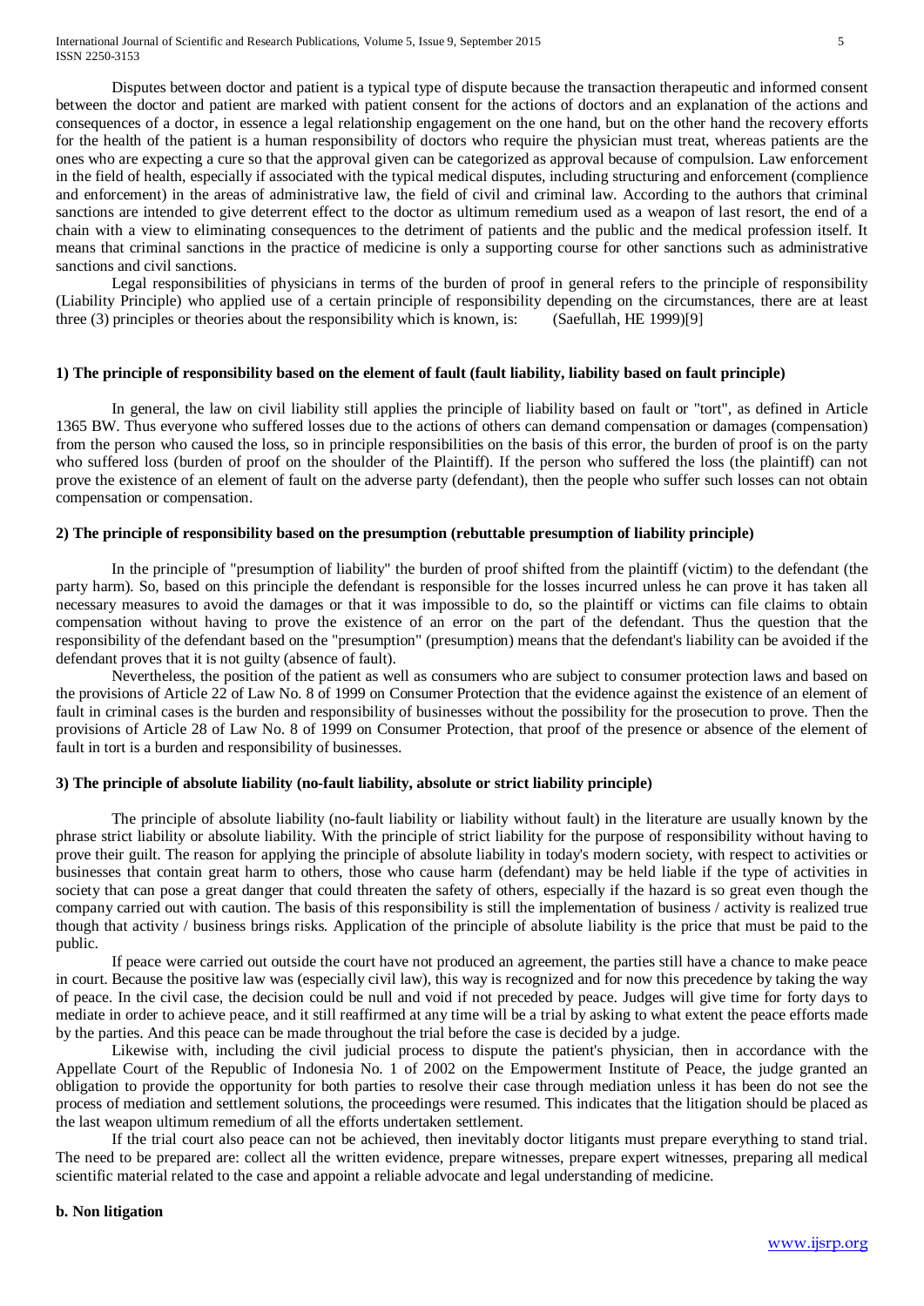Disputes between doctor and patient is a typical type of dispute because the transaction therapeutic and informed consent between the doctor and patient are marked with patient consent for the actions of doctors and an explanation of the actions and consequences of a doctor, in essence a legal relationship engagement on the one hand, but on the other hand the recovery efforts for the health of the patient is a human responsibility of doctors who require the physician must treat, whereas patients are the ones who are expecting a cure so that the approval given can be categorized as approval because of compulsion. Law enforcement in the field of health, especially if associated with the typical medical disputes, including structuring and enforcement (complience and enforcement) in the areas of administrative law, the field of civil and criminal law. According to the authors that criminal sanctions are intended to give deterrent effect to the doctor as ultimum remedium used as a weapon of last resort, the end of a chain with a view to eliminating consequences to the detriment of patients and the public and the medical profession itself. It means that criminal sanctions in the practice of medicine is only a supporting course for other sanctions such as administrative sanctions and civil sanctions.

Legal responsibilities of physicians in terms of the burden of proof in general refers to the principle of responsibility (Liability Principle) who applied use of a certain principle of responsibility depending on the circumstances, there are at least three (3) principles or theories about the responsibility which is known, is: (Saefullah, HE 1999)[9]

#### 1) The principle of responsibility based on the element of fault (fault liability, liability based on fault principle)

In general, the law on civil liability still applies the principle of liability based on fault or "tort", as defined in Article 1365 BW. Thus everyone who suffered losses due to the actions of others can demand compensation or damages (compensation) from the person who caused the loss, so in principle responsibilities on the basis of this error, the burden of proof is on the party who suffered loss (burden of proof on the shoulder of the Plaintiff). If the person who suffered the loss (the plaintiff) can not prove the existence of an element of fault on the adverse party (defendant), then the people who suffer such losses can not obtain compensation or compensation.

#### 2) The principle of responsibility based on the presumption (rebuttable presumption of liability principle)

In the principle of "presumption of liability" the burden of proof shifted from the plaintiff (victim) to the defendant (the party harm). So, based on this principle the defendant is responsible for the losses incurred unless he can prove it has taken all necessary measures to avoid the damages or that it was impossible to do, so the plaintiff or victims can file claims to obtain compensation without having to prove the existence of an error on the part of the defendant. Thus the question that the responsibility of the defendant based on the "presumption" (presumption) means that the defendant's liability can be avoided if the defendant proves that it is not guilty (absence of fault).

Nevertheless, the position of the patient as well as consumers who are subject to consumer protection laws and based on the provisions of Article 22 of Law No. 8 of 1999 on Consumer Protection that the evidence against the existence of an element of fault in criminal cases is the burden and responsibility of businesses without the possibility for the prosecution to prove. Then the provisions of Article 28 of Law No. 8 of 1999 on Consumer Protection, that proof of the presence or absence of the element of fault in tort is a burden and responsibility of businesses.

#### 3) The principle of absolute liability (no-fault liability, absolute or strict liability principle)

The principle of absolute liability (no-fault liability or liability without fault) in the literature are usually known by the phrase strict liability or absolute liability. With the principle of strict liability for the purpose of responsibility without having to prove their guilt. The reason for applying the principle of absolute liability in today's modern society, with respect to activities or businesses that contain great harm to others, those who cause harm (defendant) may be held liable if the type of activities in society that can pose a great danger that could threaten the safety of others, especially if the hazard is so great even though the company carried out with caution. The basis of this responsibility is still the implementation of business / activity is realized true though that activity / business brings risks. Application of the principle of absolute liability is the price that must be paid to the public.

If peace were carried out outside the court have not produced an agreement, the parties still have a chance to make peace in court. Because the positive law was (especially civil law), this way is recognized and for now this precedence by taking the way of peace. In the civil case, the decision could be null and void if not preceded by peace. Judges will give time for forty days to mediate in order to achieve peace, and it still reaffirmed at any time will be a trial by asking to what extent the peace efforts made by the parties. And this peace can be made throughout the trial before the case is decided by a judge.

Likewise with, including the civil judicial process to dispute the patient's physician, then in accordance with the Appellate Court of the Republic of Indonesia No. 1 of 2002 on the Empowerment Institute of Peace, the judge granted an obligation to provide the opportunity for both parties to resolve their case through mediation unless it has been do not see the process of mediation and settlement solutions, the proceedings were resumed. This indicates that the litigation should be placed as the last weapon ultimum remedium of all the efforts undertaken settlement.

If the trial court also peace can not be achieved, then inevitably doctor litigants must prepare everything to stand trial. The need to be prepared are: collect all the written evidence, prepare witnesses, prepare expert witnesses, preparing all medical scientific material related to the case and appoint a reliable advocate and legal understanding of medicine.

### b. Non litigation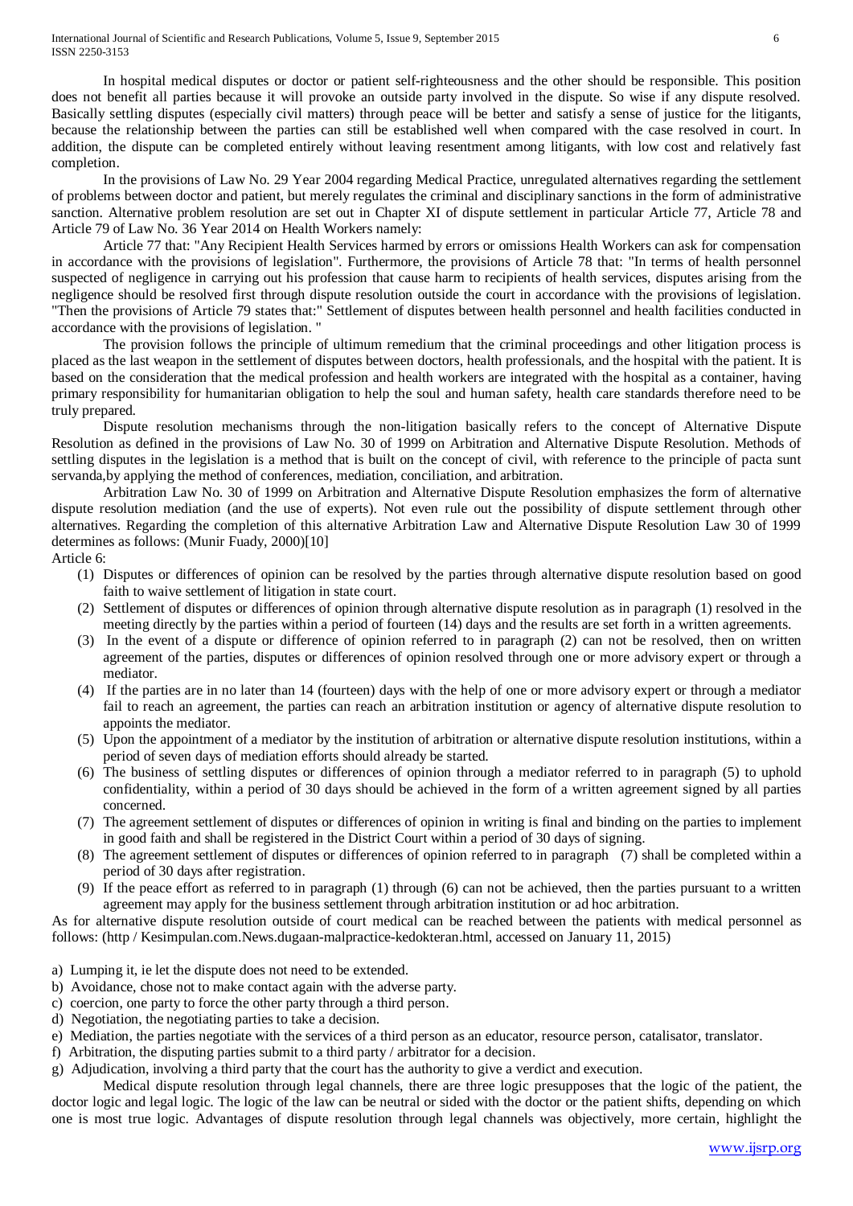In hospital medical disputes or doctor or patient self-righteousness and the other should be responsible. This position does not benefit all parties because it will provoke an outside party involved in the dispute. So wise if any dispute resolved. Basically settling disputes (especially civil matters) through peace will be better and satisfy a sense of justice for the litigants, because the relationship between the parties can still be established well when compared with the case resolved in court. In addition, the dispute can be completed entirely without leaving resentment among litigants, with low cost and relatively fast completion.

In the provisions of Law No. 29 Year 2004 regarding Medical Practice, unregulated alternatives regarding the settlement of problems between doctor and patient, but merely regulates the criminal and disciplinary sanctions in the form of administrative sanction. Alternative problem resolution are set out in Chapter XI of dispute settlement in particular Article 77, Article 78 and Article 79 of Law No. 36 Year 2014 on Health Workers namely:

Article 77 that: "Any Recipient Health Services harmed by errors or omissions Health Workers can ask for compensation in accordance with the provisions of legislation". Furthermore, the provisions of Article 78 that: "In terms of health personnel suspected of negligence in carrying out his profession that cause harm to recipients of health services, disputes arising from the negligence should be resolved first through dispute resolution outside the court in accordance with the provisions of legislation. "Then the provisions of Article 79 states that:" Settlement of disputes between health personnel and health facilities conducted in accordance with the provisions of legislation. "

The provision follows the principle of ultimum remedium that the criminal proceedings and other litigation process is placed as the last weapon in the settlement of disputes between doctors, health professionals, and the hospital with the patient. It is based on the consideration that the medical profession and health workers are integrated with the hospital as a container, having primary responsibility for humanitarian obligation to help the soul and human safety, health care standards therefore need to be truly prepared.

Dispute resolution mechanisms through the non-litigation basically refers to the concept of Alternative Dispute Resolution as defined in the provisions of Law No. 30 of 1999 on Arbitration and Alternative Dispute Resolution. Methods of settling disputes in the legislation is a method that is built on the concept of civil, with reference to the principle of pacta sunt servanda,by applying the method of conferences, mediation, conciliation, and arbitration.

Arbitration Law No. 30 of 1999 on Arbitration and Alternative Dispute Resolution emphasizes the form of alternative dispute resolution mediation (and the use of experts). Not even rule out the possibility of dispute settlement through other alternatives. Regarding the completion of this alternative Arbitration Law and Alternative Dispute Resolution Law 30 of 1999 determines as follows: (Munir Fuady, 2000)[10]

Article 6:

(1) Disputes or differences of opinion can be resolved by the parties through alternative dispute resolution based on good faith to waive settlement of litigation in state court.
(2) Settlement of disputes or differences of opinion through alternative dispute resolution as in paragraph (1) resolved in the meeting directly by the parties within a period of fourteen (14) days and the results are set forth in a written agreements.
(3) In the event of a dispute or difference of opinion referred to in paragraph (2) can not be resolved, then on written agreement of the parties, disputes or differences of opinion resolved through one or more advisory expert or through a mediator.
(4) If the parties are in no later than 14 (fourteen) days with the help of one or more advisory expert or through a mediator fail to reach an agreement, the parties can reach an arbitration institution or agency of alternative dispute resolution to appoints the mediator.
(5) Upon the appointment of a mediator by the institution of arbitration or alternative dispute resolution institutions, within a period of seven days of mediation efforts should already be started.
(6) The business of settling disputes or differences of opinion through a mediator referred to in paragraph (5) to uphold confidentiality, within a period of 30 days should be achieved in the form of a written agreement signed by all parties concerned.
(7) The agreement settlement of disputes or differences of opinion in writing is final and binding on the parties to implement in good faith and shall be registered in the District Court within a period of 30 days of signing.
(8) The agreement settlement of disputes or differences of opinion referred to in paragraph (7) shall be completed within a period of 30 days after registration.
(9) If the peace effort as referred to in paragraph (1) through (6) can not be achieved, then the parties pursuant to a written agreement may apply for the business settlement through arbitration institution or ad hoc arbitration.

As for alternative dispute resolution outside of court medical can be reached between the patients with medical personnel as follows: (http / Kesimpulan.com.News.dugaan-malpractice-kedokteran.html, accessed on January 11, 2015)

a) Lumping it, ie let the dispute does not need to be extended.
b) Avoidance, chose not to make contact again with the adverse party.
c) coercion, one party to force the other party through a third person.
d) Negotiation, the negotiating parties to take a decision.
e) Mediation, the parties negotiate with the services of a third person as an educator, resource person, catalisator, translator.
f) Arbitration, the disputing parties submit to a third party / arbitrator for a decision.
g) Adjudication, involving a third party that the court has the authority to give a verdict and execution.

Medical dispute resolution through legal channels, there are three logic presupposes that the logic of the patient, the doctor logic and legal logic. The logic of the law can be neutral or sided with the doctor or the patient shifts, depending on which one is most true logic. Advantages of dispute resolution through legal channels was objectively, more certain, highlight the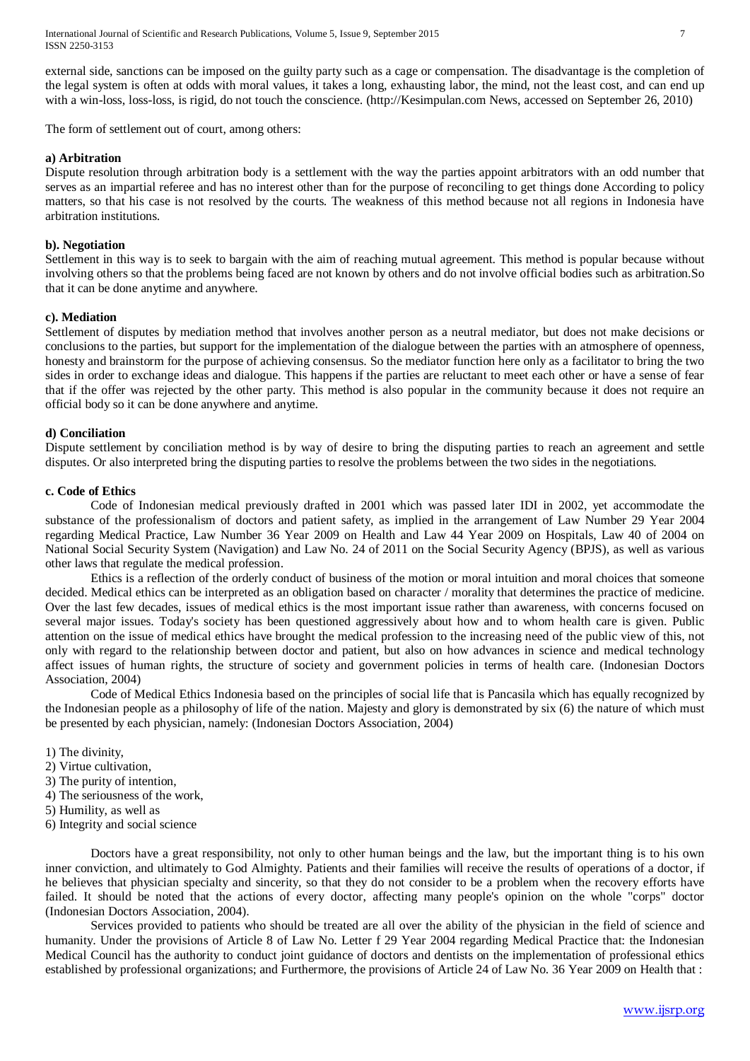external side, sanctions can be imposed on the guilty party such as a cage or compensation. The disadvantage is the completion of the legal system is often at odds with moral values, it takes a long, exhausting labor, the mind, not the least cost, and can end up with a win-loss, loss-loss, is rigid, do not touch the conscience. (http://Kesimpulan.com News, accessed on September 26, 2010)

The form of settlement out of court, among others:

**a) Arbitration**

Dispute resolution through arbitration body is a settlement with the way the parties appoint arbitrators with an odd number that serves as an impartial referee and has no interest other than for the purpose of reconciling to get things done According to policy matters, so that his case is not resolved by the courts. The weakness of this method because not all regions in Indonesia have arbitration institutions.

**b). Negotiation**

Settlement in this way is to seek to bargain with the aim of reaching mutual agreement. This method is popular because without involving others so that the problems being faced are not known by others and do not involve official bodies such as arbitration.So that it can be done anytime and anywhere.

**c). Mediation**

Settlement of disputes by mediation method that involves another person as a neutral mediator, but does not make decisions or conclusions to the parties, but support for the implementation of the dialogue between the parties with an atmosphere of openness, honesty and brainstorm for the purpose of achieving consensus. So the mediator function here only as a facilitator to bring the two sides in order to exchange ideas and dialogue. This happens if the parties are reluctant to meet each other or have a sense of fear that if the offer was rejected by the other party. This method is also popular in the community because it does not require an official body so it can be done anywhere and anytime.

**d) Conciliation**

Dispute settlement by conciliation method is by way of desire to bring the disputing parties to reach an agreement and settle disputes. Or also interpreted bring the disputing parties to resolve the problems between the two sides in the negotiations.

**c. Code of Ethics**

Code of Indonesian medical previously drafted in 2001 which was passed later IDI in 2002, yet accommodate the substance of the professionalism of doctors and patient safety, as implied in the arrangement of Law Number 29 Year 2004 regarding Medical Practice, Law Number 36 Year 2009 on Health and Law 44 Year 2009 on Hospitals, Law 40 of 2004 on National Social Security System (Navigation) and Law No. 24 of 2011 on the Social Security Agency (BPJS), as well as various other laws that regulate the medical profession.

Ethics is a reflection of the orderly conduct of business of the motion or moral intuition and moral choices that someone decided. Medical ethics can be interpreted as an obligation based on character / morality that determines the practice of medicine. Over the last few decades, issues of medical ethics is the most important issue rather than awareness, with concerns focused on several major issues. Today's society has been questioned aggressively about how and to whom health care is given. Public attention on the issue of medical ethics have brought the medical profession to the increasing need of the public view of this, not only with regard to the relationship between doctor and patient, but also on how advances in science and medical technology affect issues of human rights, the structure of society and government policies in terms of health care. (Indonesian Doctors Association, 2004)

Code of Medical Ethics Indonesia based on the principles of social life that is Pancasila which has equally recognized by the Indonesian people as a philosophy of life of the nation. Majesty and glory is demonstrated by six (6) the nature of which must be presented by each physician, namely: (Indonesian Doctors Association, 2004)

1) The divinity,
2) Virtue cultivation,
3) The purity of intention,
4) The seriousness of the work,
5) Humility, as well as
6) Integrity and social science

Doctors have a great responsibility, not only to other human beings and the law, but the important thing is to his own inner conviction, and ultimately to God Almighty. Patients and their families will receive the results of operations of a doctor, if he believes that physician specialty and sincerity, so that they do not consider to be a problem when the recovery efforts have failed. It should be noted that the actions of every doctor, affecting many people's opinion on the whole "corps" doctor (Indonesian Doctors Association, 2004).

Services provided to patients who should be treated are all over the ability of the physician in the field of science and humanity. Under the provisions of Article 8 of Law No. Letter f 29 Year 2004 regarding Medical Practice that: the Indonesian Medical Council has the authority to conduct joint guidance of doctors and dentists on the implementation of professional ethics established by professional organizations; and Furthermore, the provisions of Article 24 of Law No. 36 Year 2009 on Health that :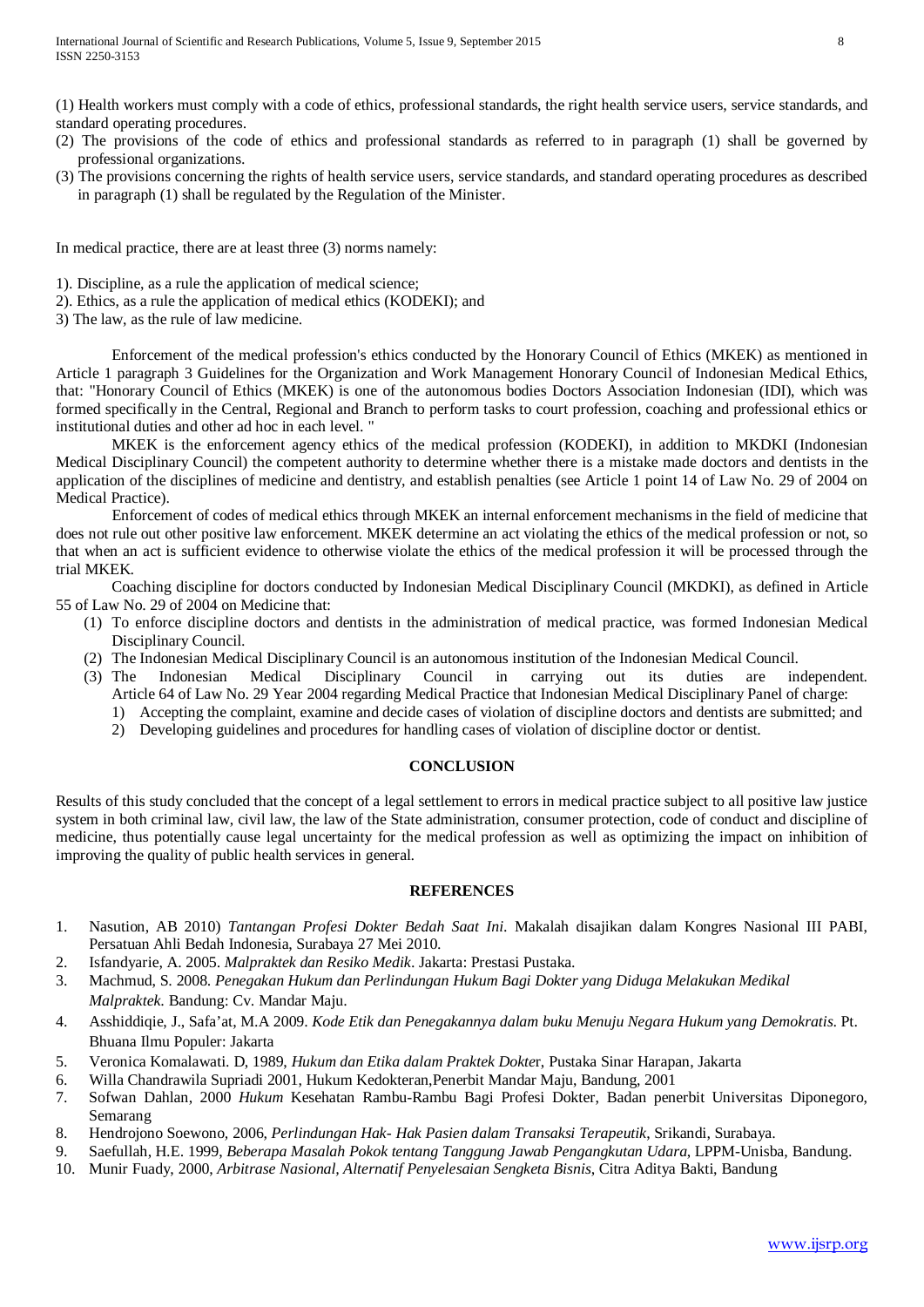(1) Health workers must comply with a code of ethics, professional standards, the right health service users, service standards, and standard operating procedures.
(2) The provisions of the code of ethics and professional standards as referred to in paragraph (1) shall be governed by professional organizations.
(3) The provisions concerning the rights of health service users, service standards, and standard operating procedures as described in paragraph (1) shall be regulated by the Regulation of the Minister.

In medical practice, there are at least three (3) norms namely:

1). Discipline, as a rule the application of medical science;
2). Ethics, as a rule the application of medical ethics (KODEKI); and
3) The law, as the rule of law medicine.

Enforcement of the medical profession's ethics conducted by the Honorary Council of Ethics (MKEK) as mentioned in Article 1 paragraph 3 Guidelines for the Organization and Work Management Honorary Council of Indonesian Medical Ethics, that: "Honorary Council of Ethics (MKEK) is one of the autonomous bodies Doctors Association Indonesian (IDI), which was formed specifically in the Central, Regional and Branch to perform tasks to court profession, coaching and professional ethics or institutional duties and other ad hoc in each level. "

MKEK is the enforcement agency ethics of the medical profession (KODEKI), in addition to MKDKI (Indonesian Medical Disciplinary Council) the competent authority to determine whether there is a mistake made doctors and dentists in the application of the disciplines of medicine and dentistry, and establish penalties (see Article 1 point 14 of Law No. 29 of 2004 on Medical Practice).

Enforcement of codes of medical ethics through MKEK an internal enforcement mechanisms in the field of medicine that does not rule out other positive law enforcement. MKEK determine an act violating the ethics of the medical profession or not, so that when an act is sufficient evidence to otherwise violate the ethics of the medical profession it will be processed through the trial MKEK.

Coaching discipline for doctors conducted by Indonesian Medical Disciplinary Council (MKDKI), as defined in Article 55 of Law No. 29 of 2004 on Medicine that:

(1) To enforce discipline doctors and dentists in the administration of medical practice, was formed Indonesian Medical Disciplinary Council.
(2) The Indonesian Medical Disciplinary Council is an autonomous institution of the Indonesian Medical Council.
(3) The Indonesian Medical Disciplinary Council in carrying out its duties are independent. Article 64 of Law No. 29 Year 2004 regarding Medical Practice that Indonesian Medical Disciplinary Panel of charge:
    1) Accepting the complaint, examine and decide cases of violation of discipline doctors and dentists are submitted; and
    2) Developing guidelines and procedures for handling cases of violation of discipline doctor or dentist.

## CONCLUSION

Results of this study concluded that the concept of a legal settlement to errors in medical practice subject to all positive law justice system in both criminal law, civil law, the law of the State administration, consumer protection, code of conduct and discipline of medicine, thus potentially cause legal uncertainty for the medical profession as well as optimizing the impact on inhibition of improving the quality of public health services in general.

## REFERENCES

1. Nasution, AB 2010) *Tantangan Profesi Dokter Bedah Saat Ini.* Makalah disajikan dalam Kongres Nasional III PABI, Persatuan Ahli Bedah Indonesia, Surabaya 27 Mei 2010.
2. Isfandyarie, A. 2005. *Malpraktek dan Resiko Medik*. Jakarta: Prestasi Pustaka.
3. Machmud, S. 2008. *Penegakan Hukum dan Perlindungan Hukum Bagi Dokter yang Diduga Melakukan Medikal Malpraktek.* Bandung: Cv. Mandar Maju.
4. Asshiddiqie, J., Safa'at, M.A 2009. *Kode Etik dan Penegakannya dalam buku Menuju Negara Hukum yang Demokratis.* Pt. Bhuana Ilmu Populer: Jakarta
5. Veronica Komalawati. D, 1989, *Hukum dan Etika dalam Praktek Dokte*r, Pustaka Sinar Harapan, Jakarta
6. Willa Chandrawila Supriadi 2001, Hukum Kedokteran,Penerbit Mandar Maju, Bandung, 2001
7. Sofwan Dahlan, 2000 *Hukum* Kesehatan Rambu-Rambu Bagi Profesi Dokter, Badan penerbit Universitas Diponegoro, Semarang
8. Hendrojono Soewono, 2006, *Perlindungan Hak- Hak Pasien dalam Transaksi Terapeutik*, Srikandi, Surabaya.
9. Saefullah, H.E. 1999, *Beberapa Masalah Pokok tentang Tanggung Jawab Pengangkutan Udara*, LPPM-Unisba, Bandung.
10. Munir Fuady, 2000, *Arbitrase Nasional, Alternatif Penyelesaian Sengketa Bisnis*, Citra Aditya Bakti, Bandung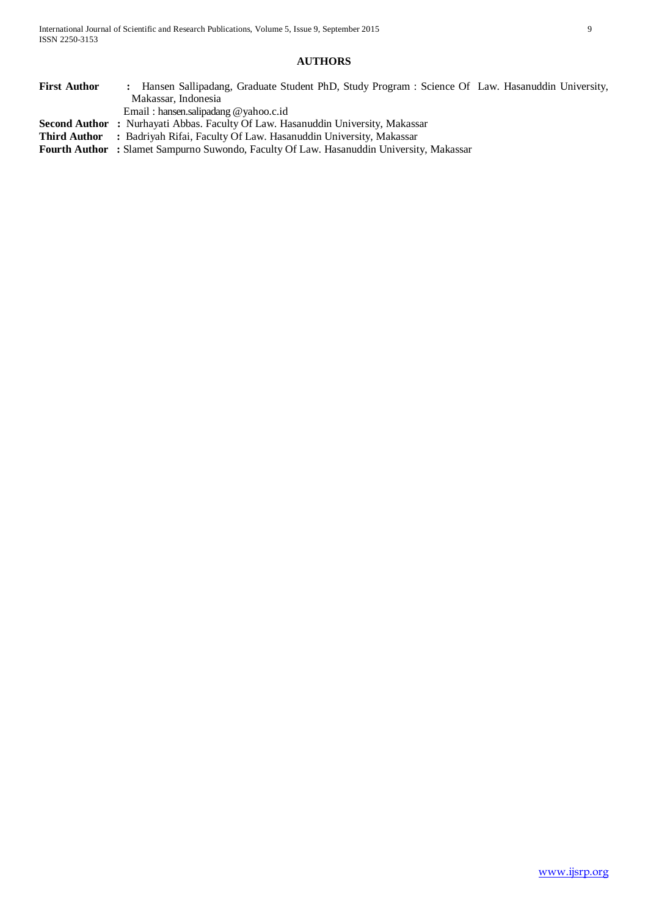## AUTHORS

**First Author** : Hansen Sallipadang, Graduate Student PhD, Study Program : Science Of Law. Hasanuddin University, Makassar, Indonesia
Email : hansen.salipadang @yahoo.c.id

**Second Author** : Nurhayati Abbas. Faculty Of Law. Hasanuddin University, Makassar

**Third Author** : Badriyah Rifai, Faculty Of Law. Hasanuddin University, Makassar

**Fourth Author** : Slamet Sampurno Suwondo, Faculty Of Law. Hasanuddin University, Makassar